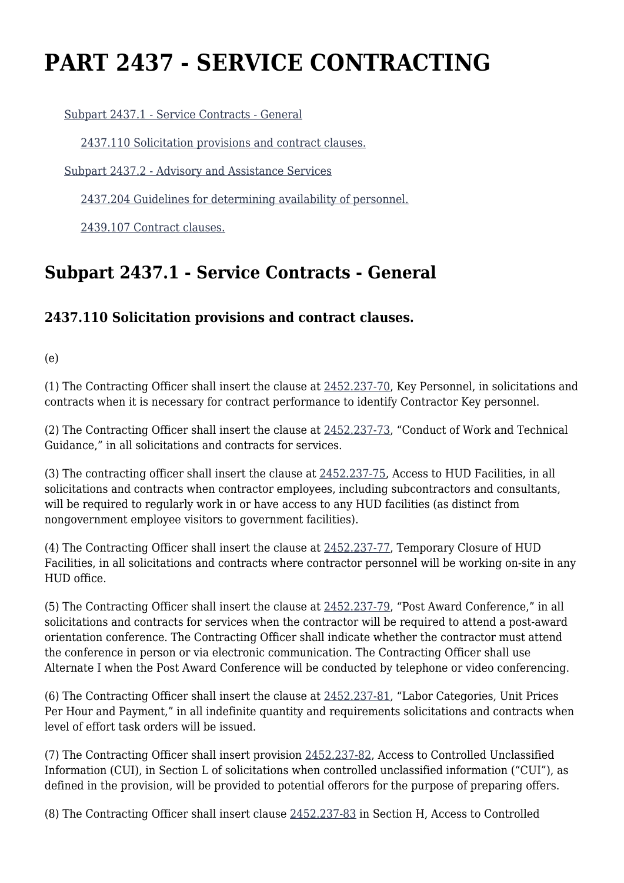# PART 2437 - SERVICE CONTRACTING

- Subpart 2437.1 - Service Contracts - General
  - 2437.110 Solicitation provisions and contract clauses.
- Subpart 2437.2 - Advisory and Assistance Services
  - 2437.204 Guidelines for determining availability of personnel.
  - 2439.107 Contract clauses.

## Subpart 2437.1 - Service Contracts - General

### 2437.110 Solicitation provisions and contract clauses.

(e)

(1) The Contracting Officer shall insert the clause at 2452.237-70, Key Personnel, in solicitations and contracts when it is necessary for contract performance to identify Contractor Key personnel.

(2) The Contracting Officer shall insert the clause at 2452.237-73, “Conduct of Work and Technical Guidance,” in all solicitations and contracts for services.

(3) The contracting officer shall insert the clause at 2452.237-75, Access to HUD Facilities, in all solicitations and contracts when contractor employees, including subcontractors and consultants, will be required to regularly work in or have access to any HUD facilities (as distinct from nongovernment employee visitors to government facilities).

(4) The Contracting Officer shall insert the clause at 2452.237-77, Temporary Closure of HUD Facilities, in all solicitations and contracts where contractor personnel will be working on-site in any HUD office.

(5) The Contracting Officer shall insert the clause at 2452.237-79, “Post Award Conference,” in all solicitations and contracts for services when the contractor will be required to attend a post-award orientation conference. The Contracting Officer shall indicate whether the contractor must attend the conference in person or via electronic communication. The Contracting Officer shall use Alternate I when the Post Award Conference will be conducted by telephone or video conferencing.

(6) The Contracting Officer shall insert the clause at 2452.237-81, “Labor Categories, Unit Prices Per Hour and Payment,” in all indefinite quantity and requirements solicitations and contracts when level of effort task orders will be issued.

(7) The Contracting Officer shall insert provision 2452.237-82, Access to Controlled Unclassified Information (CUI), in Section L of solicitations when controlled unclassified information (“CUI”), as defined in the provision, will be provided to potential offerors for the purpose of preparing offers.

(8) The Contracting Officer shall insert clause 2452.237-83 in Section H, Access to Controlled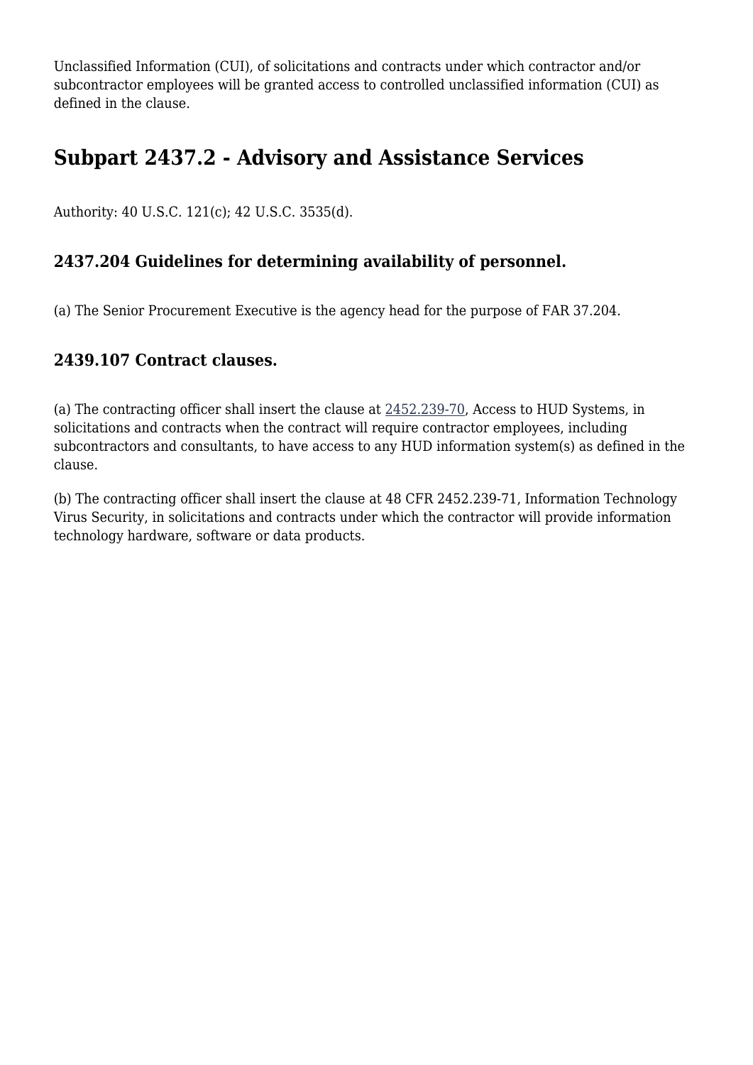Unclassified Information (CUI), of solicitations and contracts under which contractor and/or subcontractor employees will be granted access to controlled unclassified information (CUI) as defined in the clause.

## Subpart 2437.2 - Advisory and Assistance Services

Authority: 40 U.S.C. 121(c); 42 U.S.C. 3535(d).

### 2437.204 Guidelines for determining availability of personnel.

(a) The Senior Procurement Executive is the agency head for the purpose of FAR 37.204.

### 2439.107 Contract clauses.

(a) The contracting officer shall insert the clause at 2452.239-70, Access to HUD Systems, in solicitations and contracts when the contract will require contractor employees, including subcontractors and consultants, to have access to any HUD information system(s) as defined in the clause.

(b) The contracting officer shall insert the clause at 48 CFR 2452.239-71, Information Technology Virus Security, in solicitations and contracts under which the contractor will provide information technology hardware, software or data products.